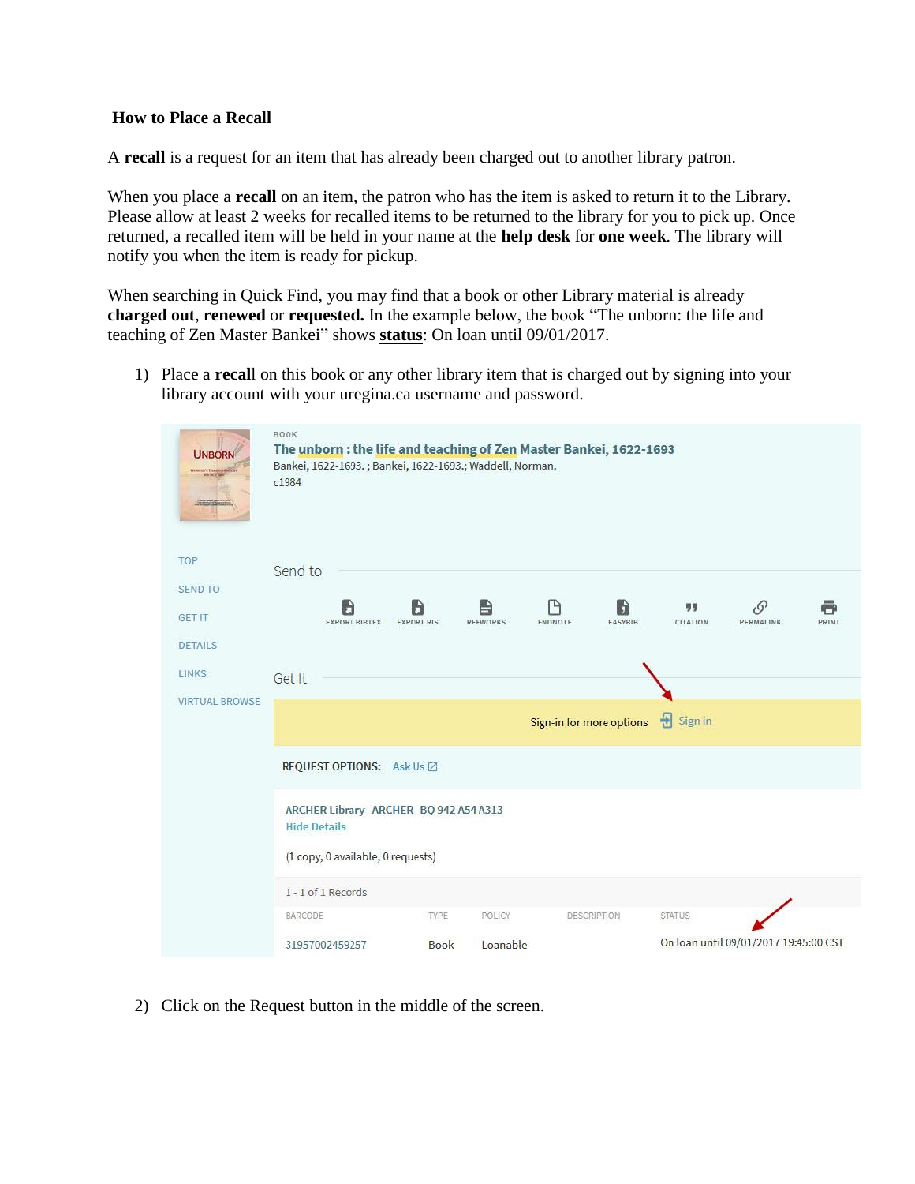## How to Place a Recall

A **recall** is a request for an item that has already been charged out to another library patron.

When you place a **recall** on an item, the patron who has the item is asked to return it to the Library. Please allow at least 2 weeks for recalled items to be returned to the library for you to pick up. Once returned, a recalled item will be held in your name at the **help desk** for **one week**. The library will notify you when the item is ready for pickup.

When searching in Quick Find, you may find that a book or other Library material is already **charged out**, **renewed** or **requested.** In the example below, the book "The unborn: the life and teaching of Zen Master Bankei" shows **status**: On loan until 09/01/2017.

1) Place a **recal**l on this book or any other library item that is charged out by signing into your library account with your uregina.ca username and password.

BOOK

**The unborn : the life and teaching of Zen Master Bankei, 1622-1693**

Bankei, 1622-1693. ; Bankei, 1622-1693.; Waddell, Norman.

c1984

TOP

SEND TO

GET IT

DETAILS

LINKS

VIRTUAL BROWSE

Send to

EXPORT BIBTEX | EXPORT RIS | REFWORKS | ENDNOTE | EASYBIB | CITATION | PERMALINK | PRINT

Get It

Sign-in for more options | Sign in

REQUEST OPTIONS: Ask Us

ARCHER Library ARCHER BQ 942 A54 A313

Hide Details

(1 copy, 0 available, 0 requests)

1 - 1 of 1 Records

| BARCODE | TYPE | POLICY | DESCRIPTION | STATUS |
|---|---|---|---|---|
| 31957002459257 | Book | Loanable | | On loan until 09/01/2017 19:45:00 CST |

2) Click on the Request button in the middle of the screen.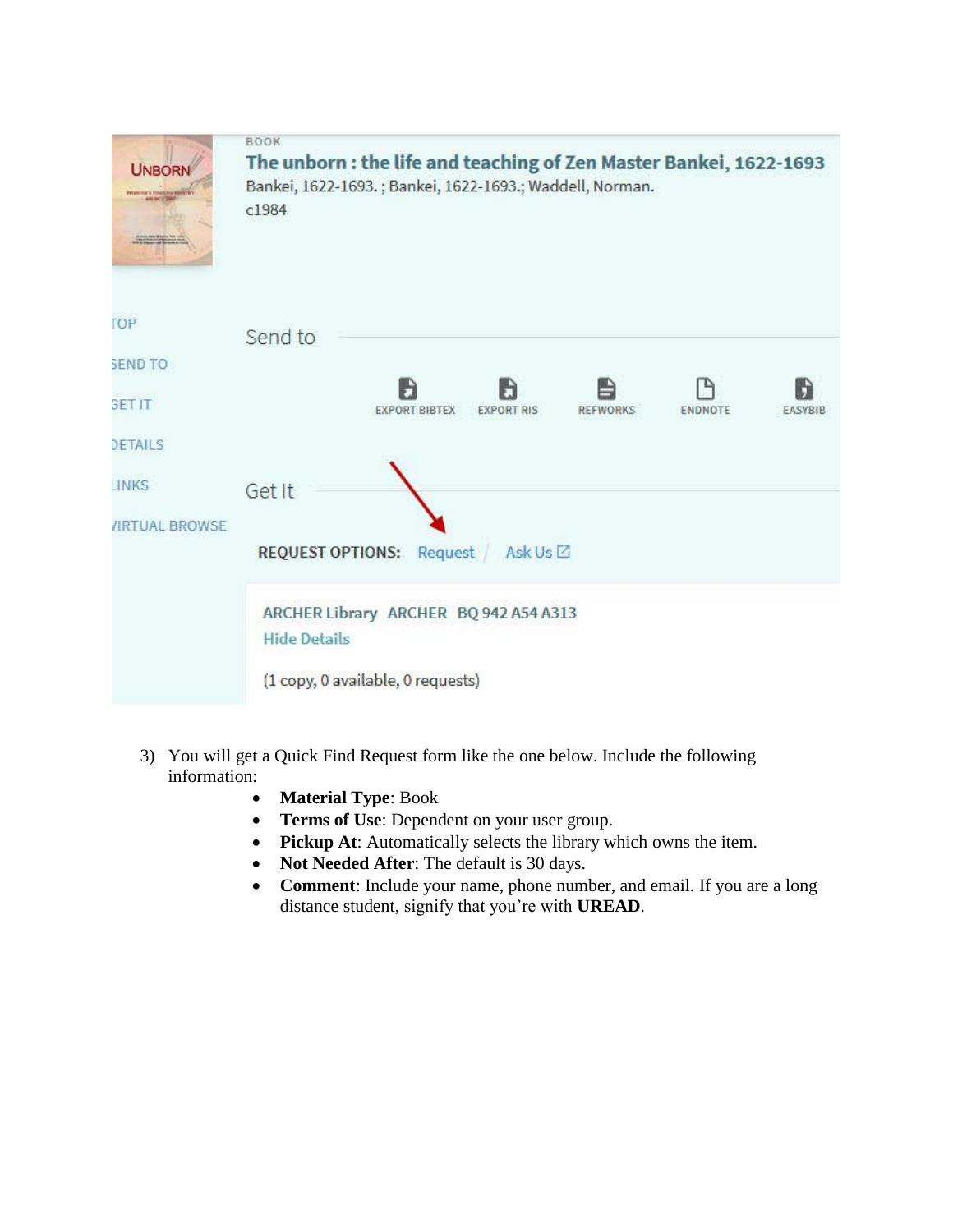BOOK

**The unborn : the life and teaching of Zen Master Bankei, 1622-1693**

Bankei, 1622-1693. ; Bankei, 1622-1693.; Waddell, Norman.

c1984

TOP

SEND TO

GET IT

DETAILS

LINKS

VIRTUAL BROWSE

Send to

EXPORT BIBTEX EXPORT RIS REFWORKS ENDNOTE EASYBIB

Get It

REQUEST OPTIONS: Request / Ask Us

ARCHER Library ARCHER BQ 942 A54 A313

Hide Details

(1 copy, 0 available, 0 requests)

3) You will get a Quick Find Request form like the one below. Include the following information:
   - **Material Type**: Book
   - **Terms of Use**: Dependent on your user group.
   - **Pickup At**: Automatically selects the library which owns the item.
   - **Not Needed After**: The default is 30 days.
   - **Comment**: Include your name, phone number, and email. If you are a long distance student, signify that you're with **UREAD**.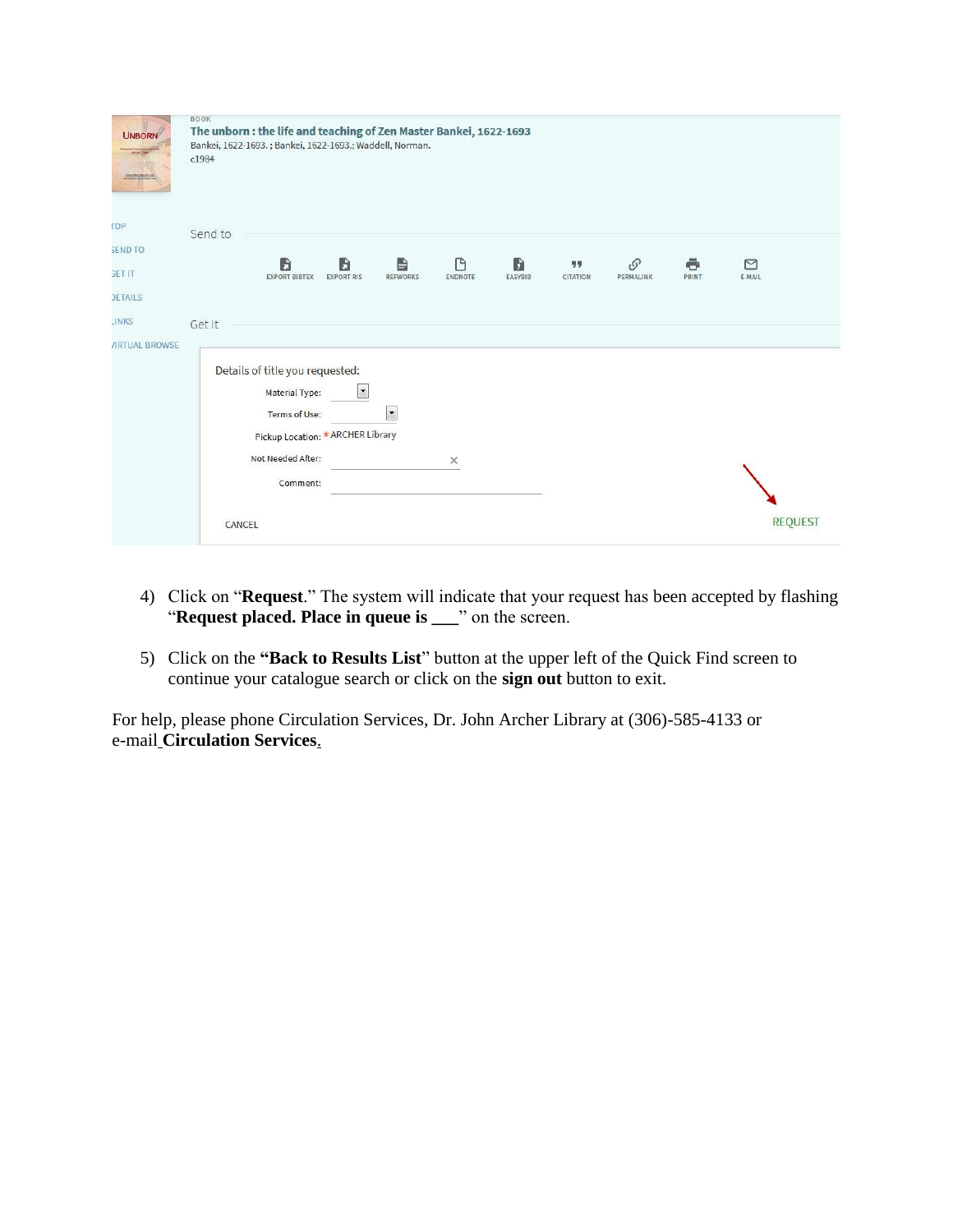BOOK

**The unborn : the life and teaching of Zen Master Bankei, 1622-1693**

Bankei, 1622-1693. ; Bankei, 1622-1693.; Waddell, Norman.

c1984

TOP

SEND TO

GET IT

DETAILS

LINKS

VIRTUAL BROWSE

Send to

EXPORT BIBTEX EXPORT RIS REFWORKS ENDNOTE EASYBIB CITATION PERMALINK PRINT E-MAIL

Get It

Details of title you requested:

Material Type:

Terms of Use:

Pickup Location: * ARCHER Library

Not Needed After:

Comment:

CANCEL

REQUEST

4) Click on "**Request**." The system will indicate that your request has been accepted by flashing "**Request placed. Place in queue is ___**" on the screen.

5) Click on the **"Back to Results List**" button at the upper left of the Quick Find screen to continue your catalogue search or click on the **sign out** button to exit.

For help, please phone Circulation Services, Dr. John Archer Library at (306)-585-4133 or e-mail **Circulation Services**.